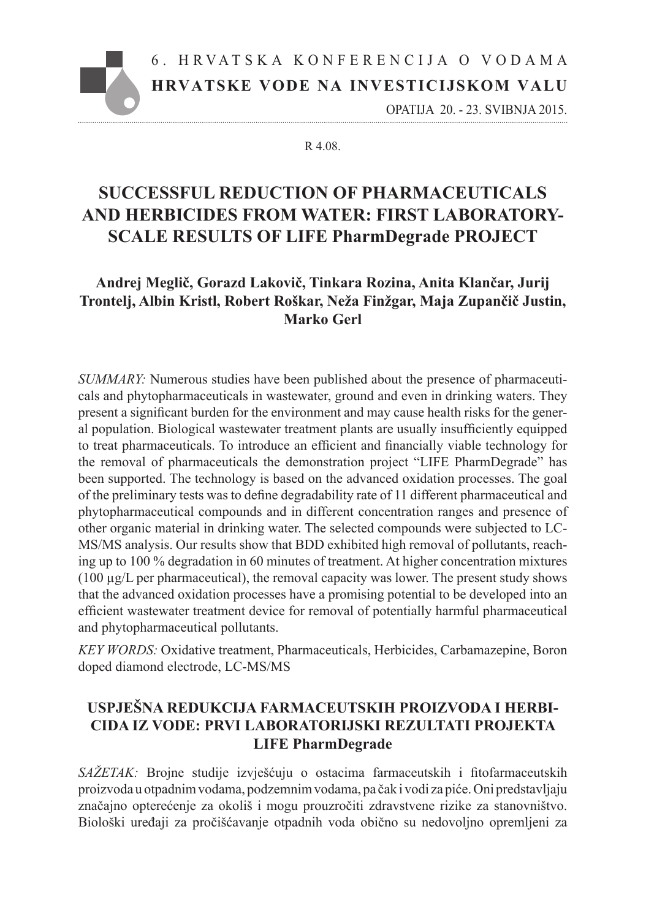R 4.08.

# SUCCESSFUL REDUCTION OF PHARMACEUTICALS AND HERBICIDES FROM WATER: FIRST LABORATORY-SCALE RESULTS OF LIFE PharmDegrade PROJECT

**Andrej Meglič, Gorazd Lakovič, Tinkara Rozina, Anita Klančar, Jurij Trontelj, Albin Kristl, Robert Roškar, Neža Finžgar, Maja Zupančič Justin, Marko Gerl**

*SUMMARY:* Numerous studies have been published about the presence of pharmaceuticals and phytopharmaceuticals in wastewater, ground and even in drinking waters. They present a significant burden for the environment and may cause health risks for the general population. Biological wastewater treatment plants are usually insufficiently equipped to treat pharmaceuticals. To introduce an efficient and financially viable technology for the removal of pharmaceuticals the demonstration project "LIFE PharmDegrade" has been supported. The technology is based on the advanced oxidation processes. The goal of the preliminary tests was to define degradability rate of 11 different pharmaceutical and phytopharmaceutical compounds and in different concentration ranges and presence of other organic material in drinking water. The selected compounds were subjected to LC-MS/MS analysis. Our results show that BDD exhibited high removal of pollutants, reaching up to 100 % degradation in 60 minutes of treatment. At higher concentration mixtures (100 μg/L per pharmaceutical), the removal capacity was lower. The present study shows that the advanced oxidation processes have a promising potential to be developed into an efficient wastewater treatment device for removal of potentially harmful pharmaceutical and phytopharmaceutical pollutants.

*KEY WORDS:* Oxidative treatment, Pharmaceuticals, Herbicides, Carbamazepine, Boron doped diamond electrode, LC-MS/MS

## USPJEŠNA REDUKCIJA FARMACEUTSKIH PROIZVODA I HERBICIDA IZ VODE: PRVI LABORATORIJSKI REZULTATI PROJEKTA LIFE PharmDegrade

*SAŽETAK:* Brojne studije izvješćuju o ostacima farmaceutskih i fitofarmaceutskih proizvoda u otpadnim vodama, podzemnim vodama, pa čak i vodi za piće. Oni predstavljaju značajno opterećenje za okoliš i mogu prouzročiti zdravstvene rizike za stanovništvo. Biološki uređaji za pročišćavanje otpadnih voda obično su nedovoljno opremljeni za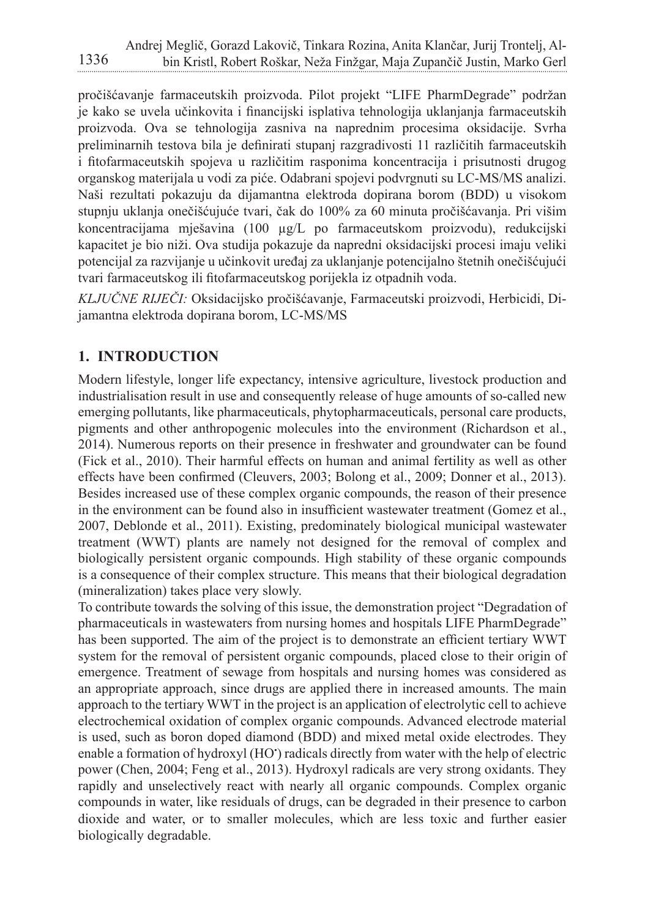pročišćavanje farmaceutskih proizvoda. Pilot projekt "LIFE PharmDegrade" podržan je kako se uvela učinkovita i financijski isplativa tehnologija uklanjanja farmaceutskih proizvoda. Ova se tehnologija zasniva na naprednim procesima oksidacije. Svrha preliminarnih testova bila je definirati stupanj razgradivosti 11 različitih farmaceutskih i fitofarmaceutskih spojeva u različitim rasponima koncentracija i prisutnosti drugog organskog materijala u vodi za piće. Odabrani spojevi podvrgnuti su LC-MS/MS analizi. Naši rezultati pokazuju da dijamantna elektroda dopirana borom (BDD) u visokom stupnju uklanja onečišćujuće tvari, čak do 100% za 60 minuta pročišćavanja. Pri višim koncentracijama mješavina (100 µg/L po farmaceutskom proizvodu), redukcijski kapacitet je bio niži. Ova studija pokazuje da napredni oksidacijski procesi imaju veliki potencijal za razvijanje u učinkovit uređaj za uklanjanje potencijalno štetnih onečišćujući tvari farmaceutskog ili fitofarmaceutskog porijekla iz otpadnih voda.

*KLJUČNE RIJEČI:* Oksidacijsko pročišćavanje, Farmaceutski proizvodi, Herbicidi, Dijamantna elektroda dopirana borom, LC-MS/MS

## 1. INTRODUCTION

Modern lifestyle, longer life expectancy, intensive agriculture, livestock production and industrialisation result in use and consequently release of huge amounts of so-called new emerging pollutants, like pharmaceuticals, phytopharmaceuticals, personal care products, pigments and other anthropogenic molecules into the environment (Richardson et al., 2014). Numerous reports on their presence in freshwater and groundwater can be found (Fick et al., 2010). Their harmful effects on human and animal fertility as well as other effects have been confirmed (Cleuvers, 2003; Bolong et al., 2009; Donner et al., 2013). Besides increased use of these complex organic compounds, the reason of their presence in the environment can be found also in insufficient wastewater treatment (Gomez et al., 2007, Deblonde et al., 2011). Existing, predominately biological municipal wastewater treatment (WWT) plants are namely not designed for the removal of complex and biologically persistent organic compounds. High stability of these organic compounds is a consequence of their complex structure. This means that their biological degradation (mineralization) takes place very slowly.

To contribute towards the solving of this issue, the demonstration project "Degradation of pharmaceuticals in wastewaters from nursing homes and hospitals LIFE PharmDegrade" has been supported. The aim of the project is to demonstrate an efficient tertiary WWT system for the removal of persistent organic compounds, placed close to their origin of emergence. Treatment of sewage from hospitals and nursing homes was considered as an appropriate approach, since drugs are applied there in increased amounts. The main approach to the tertiary WWT in the project is an application of electrolytic cell to achieve electrochemical oxidation of complex organic compounds. Advanced electrode material is used, such as boron doped diamond (BDD) and mixed metal oxide electrodes. They enable a formation of hydroxyl ($HO^{\bullet}$) radicals directly from water with the help of electric power (Chen, 2004; Feng et al., 2013). Hydroxyl radicals are very strong oxidants. They rapidly and unselectively react with nearly all organic compounds. Complex organic compounds in water, like residuals of drugs, can be degraded in their presence to carbon dioxide and water, or to smaller molecules, which are less toxic and further easier biologically degradable.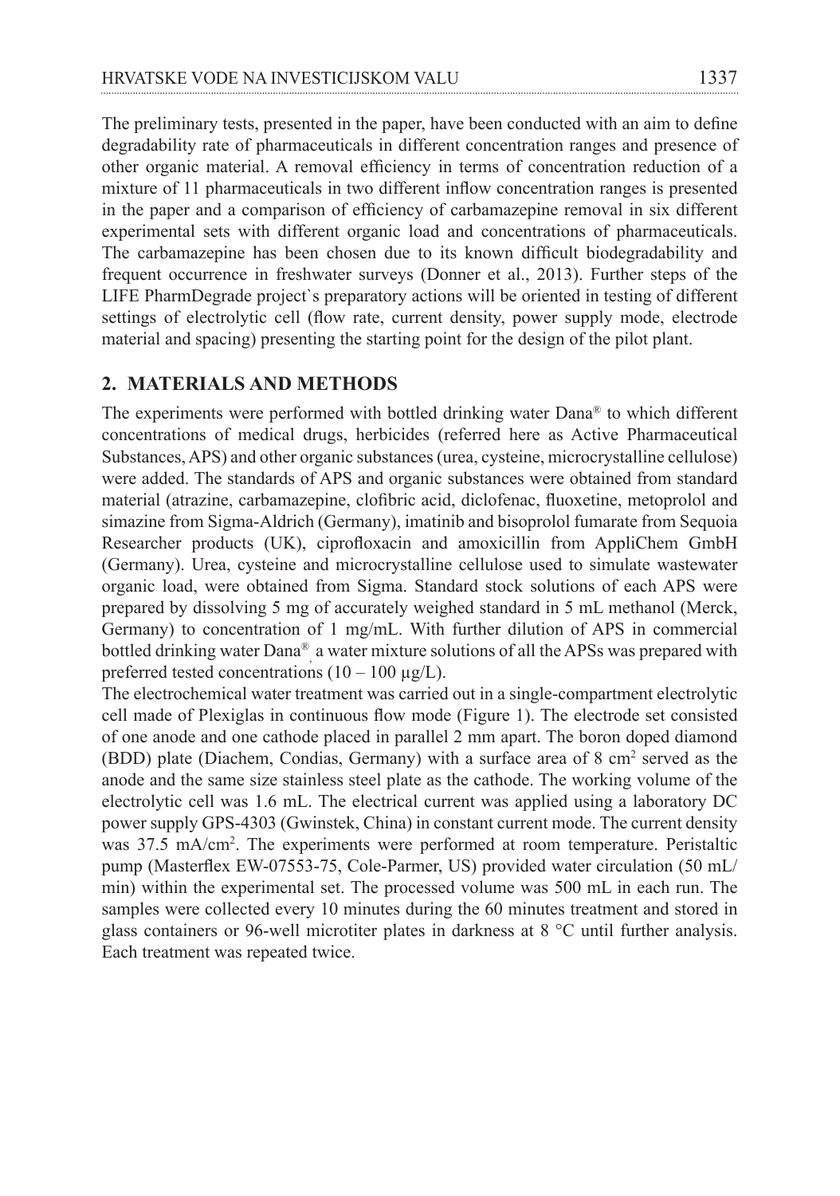The preliminary tests, presented in the paper, have been conducted with an aim to define degradability rate of pharmaceuticals in different concentration ranges and presence of other organic material. A removal efficiency in terms of concentration reduction of a mixture of 11 pharmaceuticals in two different inflow concentration ranges is presented in the paper and a comparison of efficiency of carbamazepine removal in six different experimental sets with different organic load and concentrations of pharmaceuticals. The carbamazepine has been chosen due to its known difficult biodegradability and frequent occurrence in freshwater surveys (Donner et al., 2013). Further steps of the LIFE PharmDegrade project`s preparatory actions will be oriented in testing of different settings of electrolytic cell (flow rate, current density, power supply mode, electrode material and spacing) presenting the starting point for the design of the pilot plant.

## 2. MATERIALS AND METHODS

The experiments were performed with bottled drinking water Dana® to which different concentrations of medical drugs, herbicides (referred here as Active Pharmaceutical Substances, APS) and other organic substances (urea, cysteine, microcrystalline cellulose) were added. The standards of APS and organic substances were obtained from standard material (atrazine, carbamazepine, clofibric acid, diclofenac, fluoxetine, metoprolol and simazine from Sigma-Aldrich (Germany), imatinib and bisoprolol fumarate from Sequoia Researcher products (UK), ciprofloxacin and amoxicillin from AppliChem GmbH (Germany). Urea, cysteine and microcrystalline cellulose used to simulate wastewater organic load, were obtained from Sigma. Standard stock solutions of each APS were prepared by dissolving 5 mg of accurately weighed standard in 5 mL methanol (Merck, Germany) to concentration of 1 mg/mL. With further dilution of APS in commercial bottled drinking water Dana®, a water mixture solutions of all the APSs was prepared with preferred tested concentrations (10 – 100 μg/L).

The electrochemical water treatment was carried out in a single-compartment electrolytic cell made of Plexiglas in continuous flow mode (Figure 1). The electrode set consisted of one anode and one cathode placed in parallel 2 mm apart. The boron doped diamond (BDD) plate (Diachem, Condias, Germany) with a surface area of 8 $cm^2$ served as the anode and the same size stainless steel plate as the cathode. The working volume of the electrolytic cell was 1.6 mL. The electrical current was applied using a laboratory DC power supply GPS-4303 (Gwinstek, China) in constant current mode. The current density was 37.5 $mA/cm^2$. The experiments were performed at room temperature. Peristaltic pump (Masterflex EW-07553-75, Cole-Parmer, US) provided water circulation (50 mL/min) within the experimental set. The processed volume was 500 mL in each run. The samples were collected every 10 minutes during the 60 minutes treatment and stored in glass containers or 96-well microtiter plates in darkness at 8 °C until further analysis. Each treatment was repeated twice.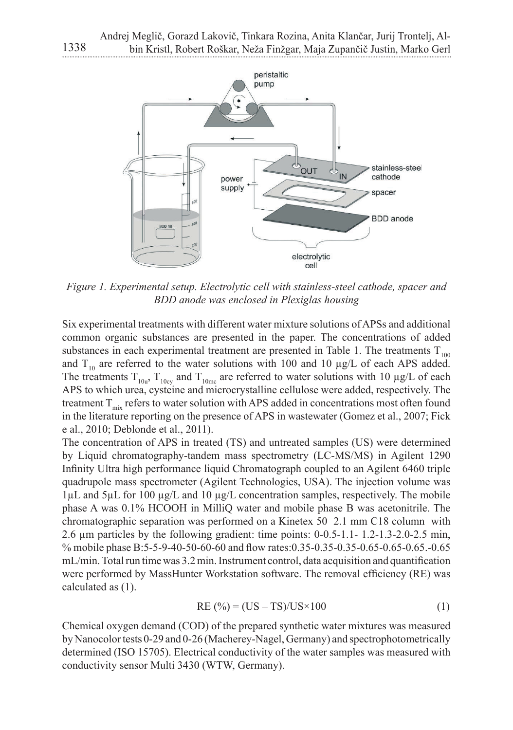*Figure 1. Experimental setup. Electrolytic cell with stainless-steel cathode, spacer and BDD anode was enclosed in Plexiglas housing*

Six experimental treatments with different water mixture solutions of APSs and additional common organic substances are presented in the paper. The concentrations of added substances in each experimental treatment are presented in Table 1. The treatments $T_{100}$ and $T_{10}$ are referred to the water solutions with 100 and 10 µg/L of each APS added. The treatments $T_{10u}$, $T_{10cy}$ and $T_{10mc}$ are referred to water solutions with 10 µg/L of each APS to which urea, cysteine and microcrystalline cellulose were added, respectively. The treatment $T_{mix}$ refers to water solution with APS added in concentrations most often found in the literature reporting on the presence of APS in wastewater (Gomez et al., 2007; Fick e al., 2010; Deblonde et al., 2011).

The concentration of APS in treated (TS) and untreated samples (US) were determined by Liquid chromatography-tandem mass spectrometry (LC-MS/MS) in Agilent 1290 Infinity Ultra high performance liquid Chromatograph coupled to an Agilent 6460 triple quadrupole mass spectrometer (Agilent Technologies, USA). The injection volume was 1µL and 5µL for 100 µg/L and 10 µg/L concentration samples, respectively. The mobile phase A was 0.1% HCOOH in MilliQ water and mobile phase B was acetonitrile. The chromatographic separation was performed on a Kinetex 50 2.1 mm C18 column with 2.6 µm particles by the following gradient: time points: 0-0.5-1.1- 1.2-1.3-2.0-2.5 min, % mobile phase B:5-5-9-40-50-60-60 and flow rates:0.35-0.35-0.35-0.65-0.65-0.65.-0.65 mL/min. Total run time was 3.2 min. Instrument control, data acquisition and quantification were performed by MassHunter Workstation software. The removal efficiency (RE) was calculated as (1).

$$RE\ (\%) = (US - TS)/US \times 100 \qquad (1)$$

Chemical oxygen demand (COD) of the prepared synthetic water mixtures was measured by Nanocolor tests 0-29 and 0-26 (Macherey-Nagel, Germany) and spectrophotometrically determined (ISO 15705). Electrical conductivity of the water samples was measured with conductivity sensor Multi 3430 (WTW, Germany).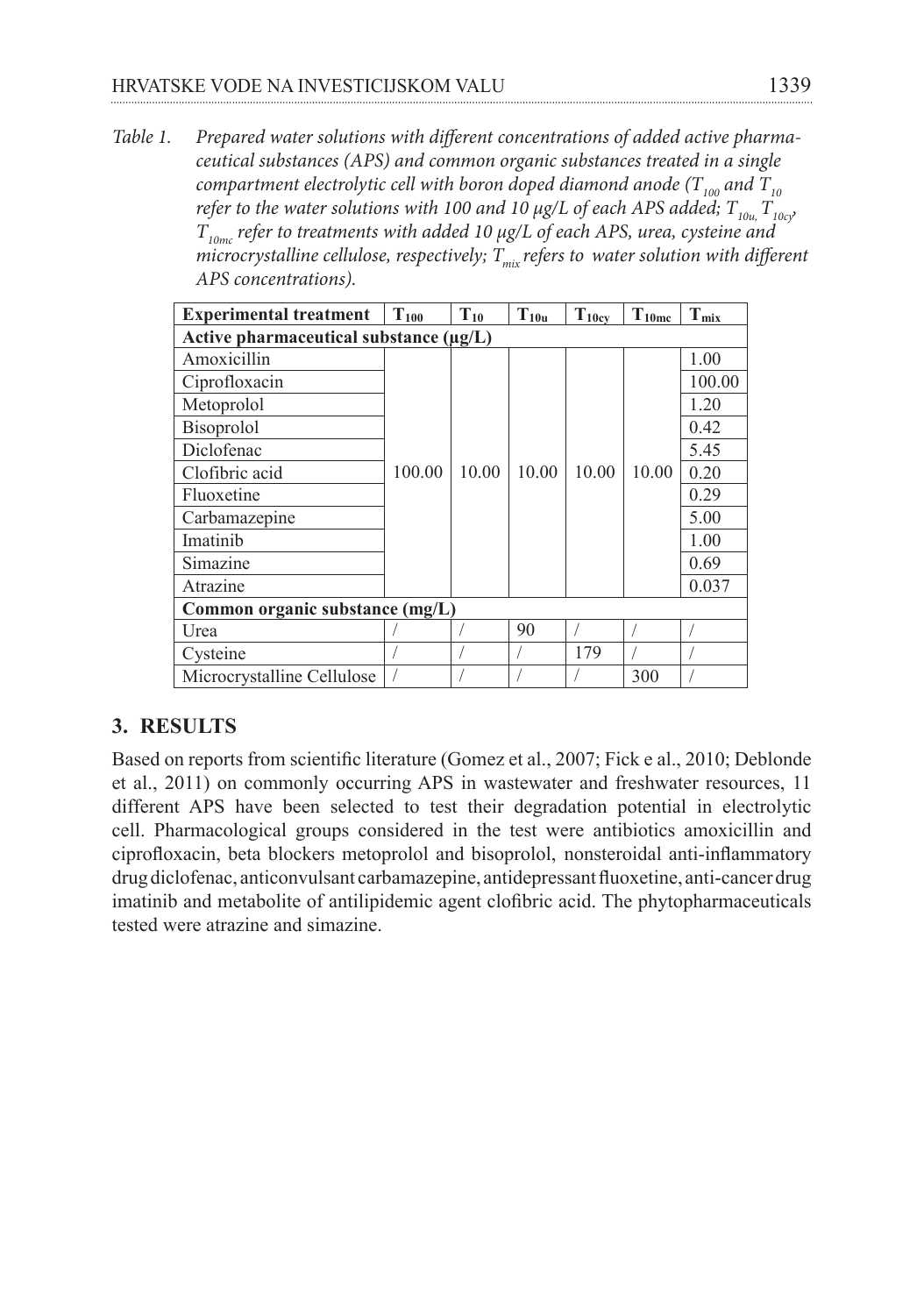*Table 1. Prepared water solutions with different concentrations of added active pharmaceutical substances (APS) and common organic substances treated in a single compartment electrolytic cell with boron doped diamond anode ($T_{100}$ and $T_{10}$ refer to the water solutions with 100 and 10 μg/L of each APS added; $T_{10u}$, $T_{10cy}$, $T_{10mc}$ refer to treatments with added 10 μg/L of each APS, urea, cysteine and microcrystalline cellulose, respectively; $T_{mix}$ refers to water solution with different APS concentrations).*

| Experimental treatment | $T_{100}$ | $T_{10}$ | $T_{10u}$ | $T_{10cy}$ | $T_{10mc}$ | $T_{mix}$ |
|---|---|---|---|---|---|---|
| **Active pharmaceutical substance (μg/L)** | | | | | | |
| Amoxicillin | 100.00 | 10.00 | 10.00 | 10.00 | 10.00 | 1.00 |
| Ciprofloxacin | | | | | | 100.00 |
| Metoprolol | | | | | | 1.20 |
| Bisoprolol | | | | | | 0.42 |
| Diclofenac | | | | | | 5.45 |
| Clofibric acid | | | | | | 0.20 |
| Fluoxetine | | | | | | 0.29 |
| Carbamazepine | | | | | | 5.00 |
| Imatinib | | | | | | 1.00 |
| Simazine | | | | | | 0.69 |
| Atrazine | | | | | | 0.037 |
| **Common organic substance (mg/L)** | | | | | | |
| Urea | / | / | 90 | / | / | / |
| Cysteine | / | / | / | 179 | / | / |
| Microcrystalline Cellulose | / | / | / | / | 300 | / |

## 3. RESULTS

Based on reports from scientific literature (Gomez et al., 2007; Fick e al., 2010; Deblonde et al., 2011) on commonly occurring APS in wastewater and freshwater resources, 11 different APS have been selected to test their degradation potential in electrolytic cell. Pharmacological groups considered in the test were antibiotics amoxicillin and ciprofloxacin, beta blockers metoprolol and bisoprolol, nonsteroidal anti-inflammatory drug diclofenac, anticonvulsant carbamazepine, antidepressant fluoxetine, anti-cancer drug imatinib and metabolite of antilipidemic agent clofibric acid. The phytopharmaceuticals tested were atrazine and simazine.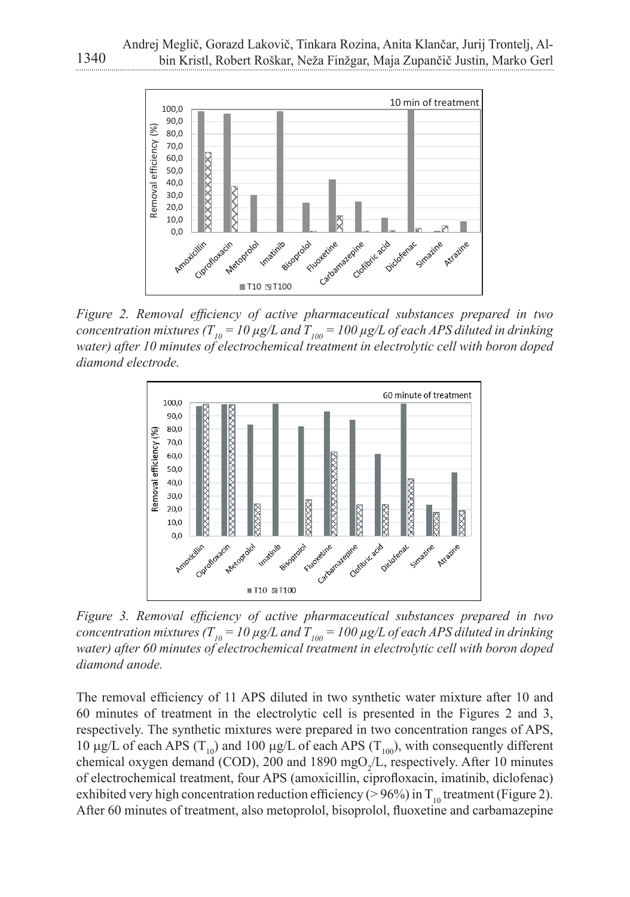*Figure 2. Removal efficiency of active pharmaceutical substances prepared in two concentration mixtures ($T_{10}$ = 10 µg/L and $T_{100}$ = 100 µg/L of each APS diluted in drinking water) after 10 minutes of electrochemical treatment in electrolytic cell with boron doped diamond electrode.*

*Figure 3. Removal efficiency of active pharmaceutical substances prepared in two concentration mixtures ($T_{10}$ = 10 µg/L and $T_{100}$ = 100 µg/L of each APS diluted in drinking water) after 60 minutes of electrochemical treatment in electrolytic cell with boron doped diamond anode.*

The removal efficiency of 11 APS diluted in two synthetic water mixture after 10 and 60 minutes of treatment in the electrolytic cell is presented in the Figures 2 and 3, respectively. The synthetic mixtures were prepared in two concentration ranges of APS, 10 µg/L of each APS ($T_{10}$) and 100 µg/L of each APS ($T_{100}$), with consequently different chemical oxygen demand (COD), 200 and 1890 $mgO_2$/L, respectively. After 10 minutes of electrochemical treatment, four APS (amoxicillin, ciprofloxacin, imatinib, diclofenac) exhibited very high concentration reduction efficiency (> 96%) in $T_{10}$ treatment (Figure 2). After 60 minutes of treatment, also metoprolol, bisoprolol, fluoxetine and carbamazepine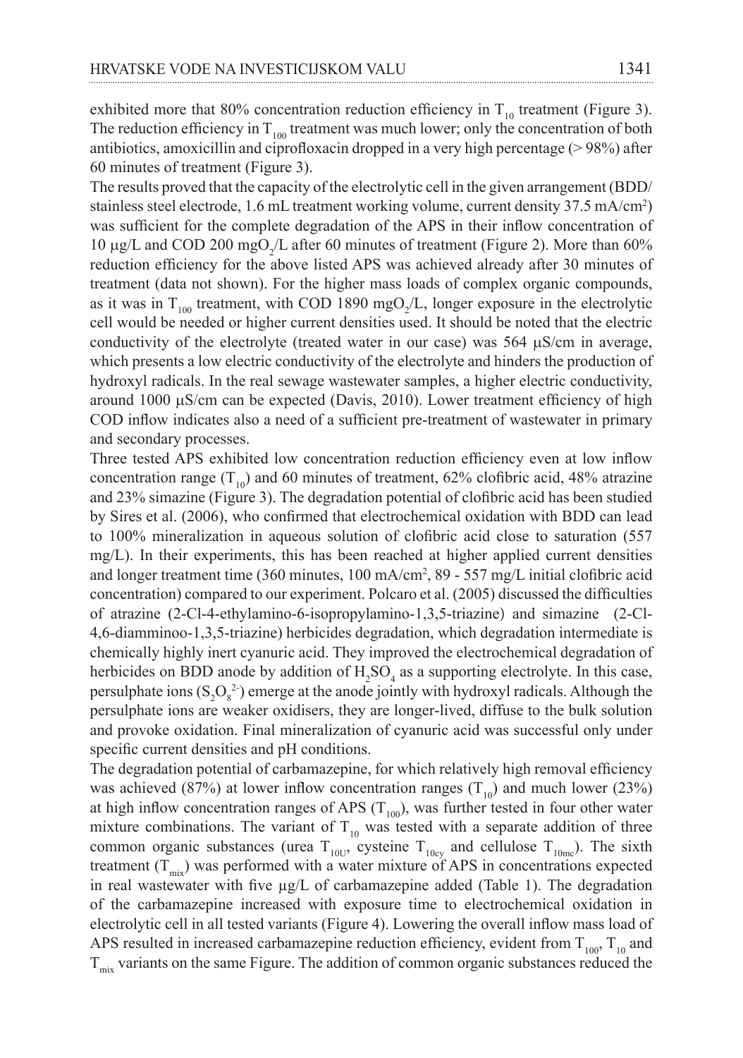exhibited more that 80% concentration reduction efficiency in $T_{10}$ treatment (Figure 3). The reduction efficiency in $T_{100}$ treatment was much lower; only the concentration of both antibiotics, amoxicillin and ciprofloxacin dropped in a very high percentage (> 98%) after 60 minutes of treatment (Figure 3).

The results proved that the capacity of the electrolytic cell in the given arrangement (BDD/stainless steel electrode, 1.6 mL treatment working volume, current density 37.5 mA/cm$^2$) was sufficient for the complete degradation of the APS in their inflow concentration of 10 μg/L and COD 200 mg$O_2$/L after 60 minutes of treatment (Figure 2). More than 60% reduction efficiency for the above listed APS was achieved already after 30 minutes of treatment (data not shown). For the higher mass loads of complex organic compounds, as it was in $T_{100}$ treatment, with COD 1890 mg$O_2$/L, longer exposure in the electrolytic cell would be needed or higher current densities used. It should be noted that the electric conductivity of the electrolyte (treated water in our case) was 564 μS/cm in average, which presents a low electric conductivity of the electrolyte and hinders the production of hydroxyl radicals. In the real sewage wastewater samples, a higher electric conductivity, around 1000 μS/cm can be expected (Davis, 2010). Lower treatment efficiency of high COD inflow indicates also a need of a sufficient pre-treatment of wastewater in primary and secondary processes.

Three tested APS exhibited low concentration reduction efficiency even at low inflow concentration range ($T_{10}$) and 60 minutes of treatment, 62% clofibric acid, 48% atrazine and 23% simazine (Figure 3). The degradation potential of clofibric acid has been studied by Sires et al. (2006), who confirmed that electrochemical oxidation with BDD can lead to 100% mineralization in aqueous solution of clofibric acid close to saturation (557 mg/L). In their experiments, this has been reached at higher applied current densities and longer treatment time (360 minutes, 100 mA/cm$^2$, 89 - 557 mg/L initial clofibric acid concentration) compared to our experiment. Polcaro et al. (2005) discussed the difficulties of atrazine (2-Cl-4-ethylamino-6-isopropylamino-1,3,5-triazine) and simazine (2-Cl-4,6-diamminoo-1,3,5-triazine) herbicides degradation, which degradation intermediate is chemically highly inert cyanuric acid. They improved the electrochemical degradation of herbicides on BDD anode by addition of $H_2SO_4$ as a supporting electrolyte. In this case, persulphate ions ($S_2O_8^{2-}$) emerge at the anode jointly with hydroxyl radicals. Although the persulphate ions are weaker oxidisers, they are longer-lived, diffuse to the bulk solution and provoke oxidation. Final mineralization of cyanuric acid was successful only under specific current densities and pH conditions.

The degradation potential of carbamazepine, for which relatively high removal efficiency was achieved (87%) at lower inflow concentration ranges ($T_{10}$) and much lower (23%) at high inflow concentration ranges of APS ($T_{100}$), was further tested in four other water mixture combinations. The variant of $T_{10}$ was tested with a separate addition of three common organic substances (urea $T_{10U}$, cysteine $T_{10cy}$ and cellulose $T_{10mc}$). The sixth treatment ($T_{mix}$) was performed with a water mixture of APS in concentrations expected in real wastewater with five μg/L of carbamazepine added (Table 1). The degradation of the carbamazepine increased with exposure time to electrochemical oxidation in electrolytic cell in all tested variants (Figure 4). Lowering the overall inflow mass load of APS resulted in increased carbamazepine reduction efficiency, evident from $T_{100}$, $T_{10}$ and $T_{mix}$ variants on the same Figure. The addition of common organic substances reduced the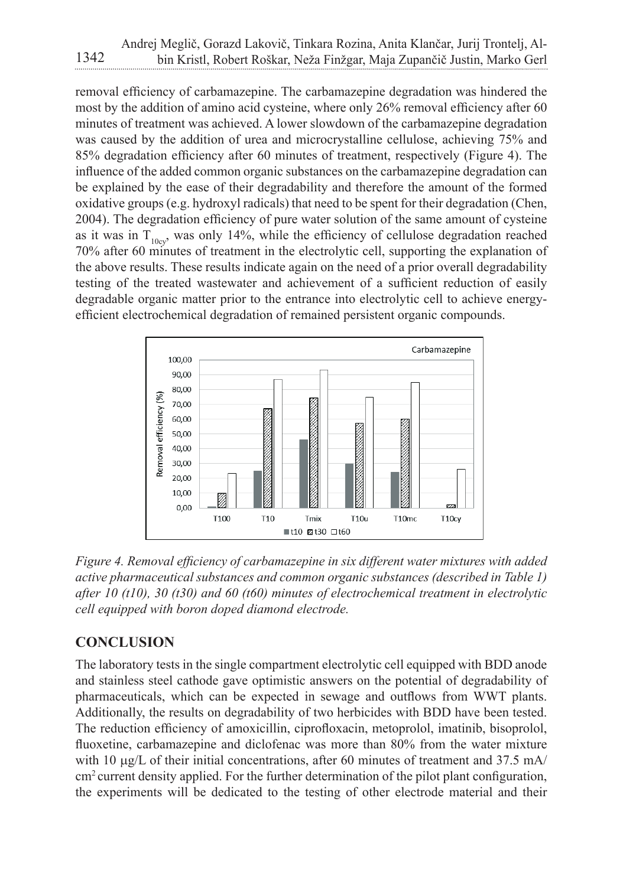removal efficiency of carbamazepine. The carbamazepine degradation was hindered the most by the addition of amino acid cysteine, where only 26% removal efficiency after 60 minutes of treatment was achieved. A lower slowdown of the carbamazepine degradation was caused by the addition of urea and microcrystalline cellulose, achieving 75% and 85% degradation efficiency after 60 minutes of treatment, respectively (Figure 4). The influence of the added common organic substances on the carbamazepine degradation can be explained by the ease of their degradability and therefore the amount of the formed oxidative groups (e.g. hydroxyl radicals) that need to be spent for their degradation (Chen, 2004). The degradation efficiency of pure water solution of the same amount of cysteine as it was in $T_{10cy}$, was only 14%, while the efficiency of cellulose degradation reached 70% after 60 minutes of treatment in the electrolytic cell, supporting the explanation of the above results. These results indicate again on the need of a prior overall degradability testing of the treated wastewater and achievement of a sufficient reduction of easily degradable organic matter prior to the entrance into electrolytic cell to achieve energy-efficient electrochemical degradation of remained persistent organic compounds.

*Figure 4. Removal efficiency of carbamazepine in six different water mixtures with added active pharmaceutical substances and common organic substances (described in Table 1) after 10 (t10), 30 (t30) and 60 (t60) minutes of electrochemical treatment in electrolytic cell equipped with boron doped diamond electrode.*

## CONCLUSION

The laboratory tests in the single compartment electrolytic cell equipped with BDD anode and stainless steel cathode gave optimistic answers on the potential of degradability of pharmaceuticals, which can be expected in sewage and outflows from WWT plants. Additionally, the results on degradability of two herbicides with BDD have been tested. The reduction efficiency of amoxicillin, ciprofloxacin, metoprolol, imatinib, bisoprolol, fluoxetine, carbamazepine and diclofenac was more than 80% from the water mixture with 10 μg/L of their initial concentrations, after 60 minutes of treatment and 37.5 mA/cm$^2$ current density applied. For the further determination of the pilot plant configuration, the experiments will be dedicated to the testing of other electrode material and their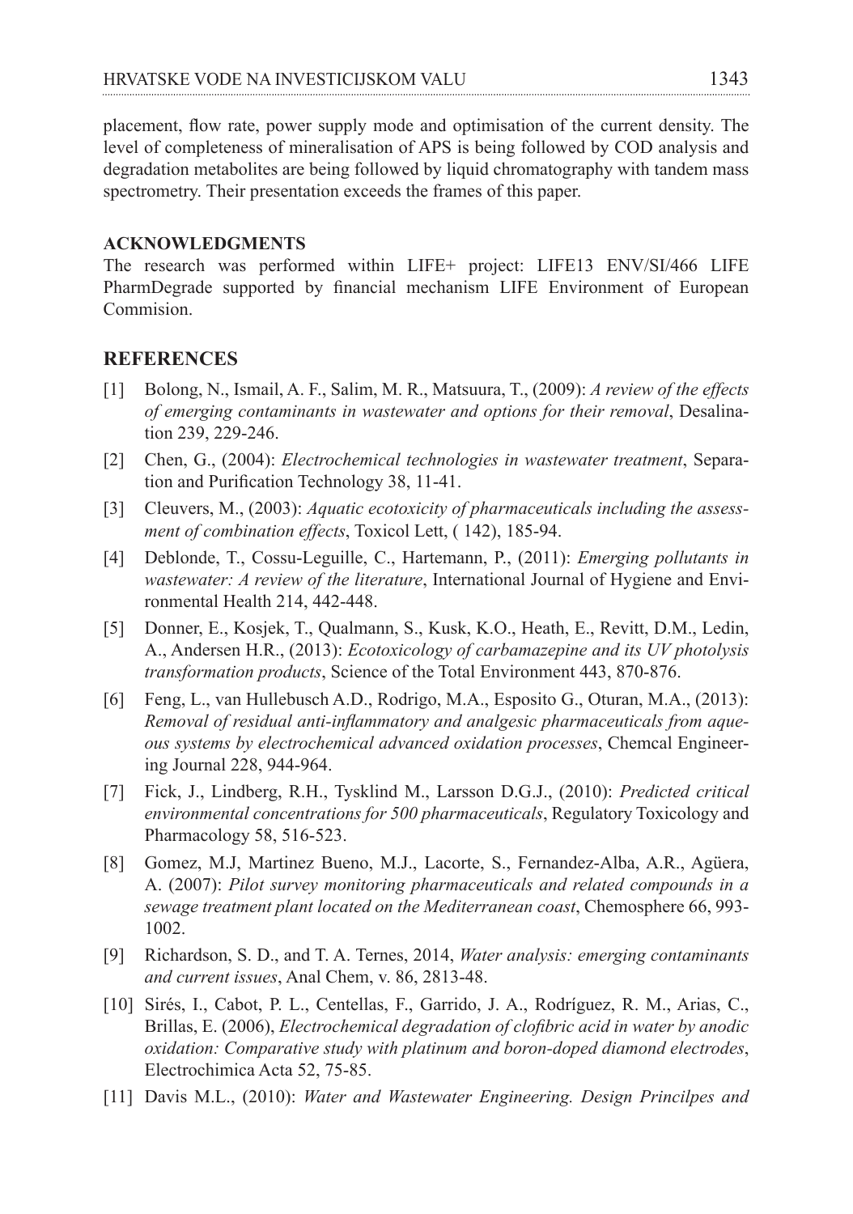placement, flow rate, power supply mode and optimisation of the current density. The level of completeness of mineralisation of APS is being followed by COD analysis and degradation metabolites are being followed by liquid chromatography with tandem mass spectrometry. Their presentation exceeds the frames of this paper.

**ACKNOWLEDGMENTS**

The research was performed within LIFE+ project: LIFE13 ENV/SI/466 LIFE PharmDegrade supported by financial mechanism LIFE Environment of European Commision.

## REFERENCES

[1] Bolong, N., Ismail, A. F., Salim, M. R., Matsuura, T., (2009): *A review of the effects of emerging contaminants in wastewater and options for their removal*, Desalination 239, 229-246.

[2] Chen, G., (2004): *Electrochemical technologies in wastewater treatment*, Separation and Purification Technology 38, 11-41.

[3] Cleuvers, M., (2003): *Aquatic ecotoxicity of pharmaceuticals including the assessment of combination effects*, Toxicol Lett, ( 142), 185-94.

[4] Deblonde, T., Cossu-Leguille, C., Hartemann, P., (2011): *Emerging pollutants in wastewater: A review of the literature*, International Journal of Hygiene and Environmental Health 214, 442-448.

[5] Donner, E., Kosjek, T., Qualmann, S., Kusk, K.O., Heath, E., Revitt, D.M., Ledin, A., Andersen H.R., (2013): *Ecotoxicology of carbamazepine and its UV photolysis transformation products*, Science of the Total Environment 443, 870-876.

[6] Feng, L., van Hullebusch A.D., Rodrigo, M.A., Esposito G., Oturan, M.A., (2013): *Removal of residual anti-inflammatory and analgesic pharmaceuticals from aqueous systems by electrochemical advanced oxidation processes*, Chemcal Engineering Journal 228, 944-964.

[7] Fick, J., Lindberg, R.H., Tysklind M., Larsson D.G.J., (2010): *Predicted critical environmental concentrations for 500 pharmaceuticals*, Regulatory Toxicology and Pharmacology 58, 516-523.

[8] Gomez, M.J, Martinez Bueno, M.J., Lacorte, S., Fernandez-Alba, A.R., Agüera, A. (2007): *Pilot survey monitoring pharmaceuticals and related compounds in a sewage treatment plant located on the Mediterranean coast*, Chemosphere 66, 993-1002.

[9] Richardson, S. D., and T. A. Ternes, 2014, *Water analysis: emerging contaminants and current issues*, Anal Chem, v. 86, 2813-48.

[10] Sirés, I., Cabot, P. L., Centellas, F., Garrido, J. A., Rodríguez, R. M., Arias, C., Brillas, E. (2006), *Electrochemical degradation of clofibric acid in water by anodic oxidation: Comparative study with platinum and boron-doped diamond electrodes*, Electrochimica Acta 52, 75-85.

[11] Davis M.L., (2010): *Water and Wastewater Engineering. Design Princilpes and*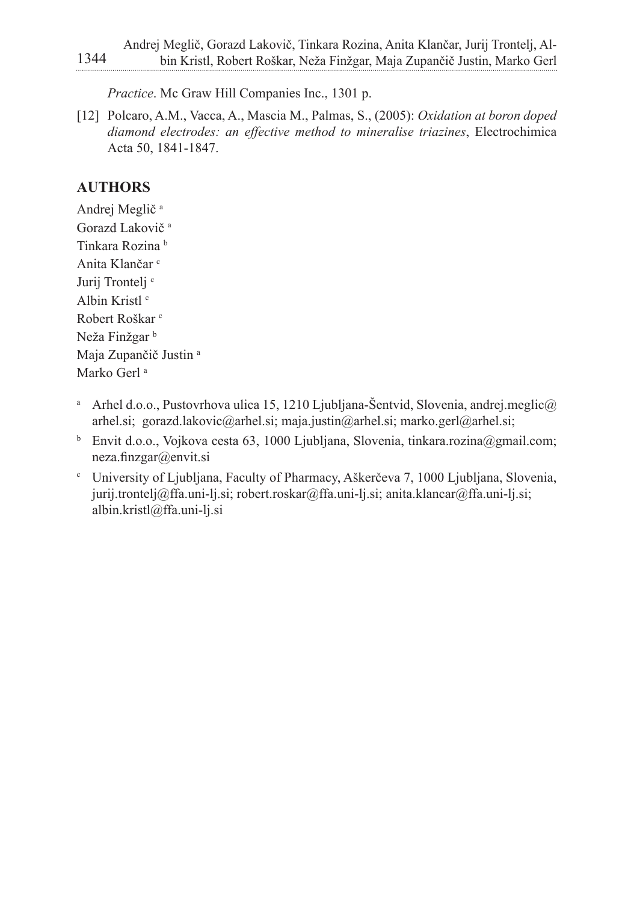*Practice*. Mc Graw Hill Companies Inc., 1301 p.

[12] Polcaro, A.M., Vacca, A., Mascia M., Palmas, S., (2005): *Oxidation at boron doped diamond electrodes: an effective method to mineralise triazines*, Electrochimica Acta 50, 1841-1847.

## AUTHORS

Andrej Meglič [a]
Gorazd Lakovič [a]
Tinkara Rozina [b]
Anita Klančar [c]
Jurij Trontelj [c]
Albin Kristl [c]
Robert Roškar [c]
Neža Finžgar [b]
Maja Zupančič Justin [a]
Marko Gerl [a]

[a] Arhel d.o.o., Pustovrhova ulica 15, 1210 Ljubljana-Šentvid, Slovenia, andrej.meglic@arhel.si; gorazd.lakovic@arhel.si; maja.justin@arhel.si; marko.gerl@arhel.si;

[b] Envit d.o.o., Vojkova cesta 63, 1000 Ljubljana, Slovenia, tinkara.rozina@gmail.com; neza.finzgar@envit.si

[c] University of Ljubljana, Faculty of Pharmacy, Aškerčeva 7, 1000 Ljubljana, Slovenia, jurij.trontelj@ffa.uni-lj.si; robert.roskar@ffa.uni-lj.si; anita.klancar@ffa.uni-lj.si; albin.kristl@ffa.uni-lj.si